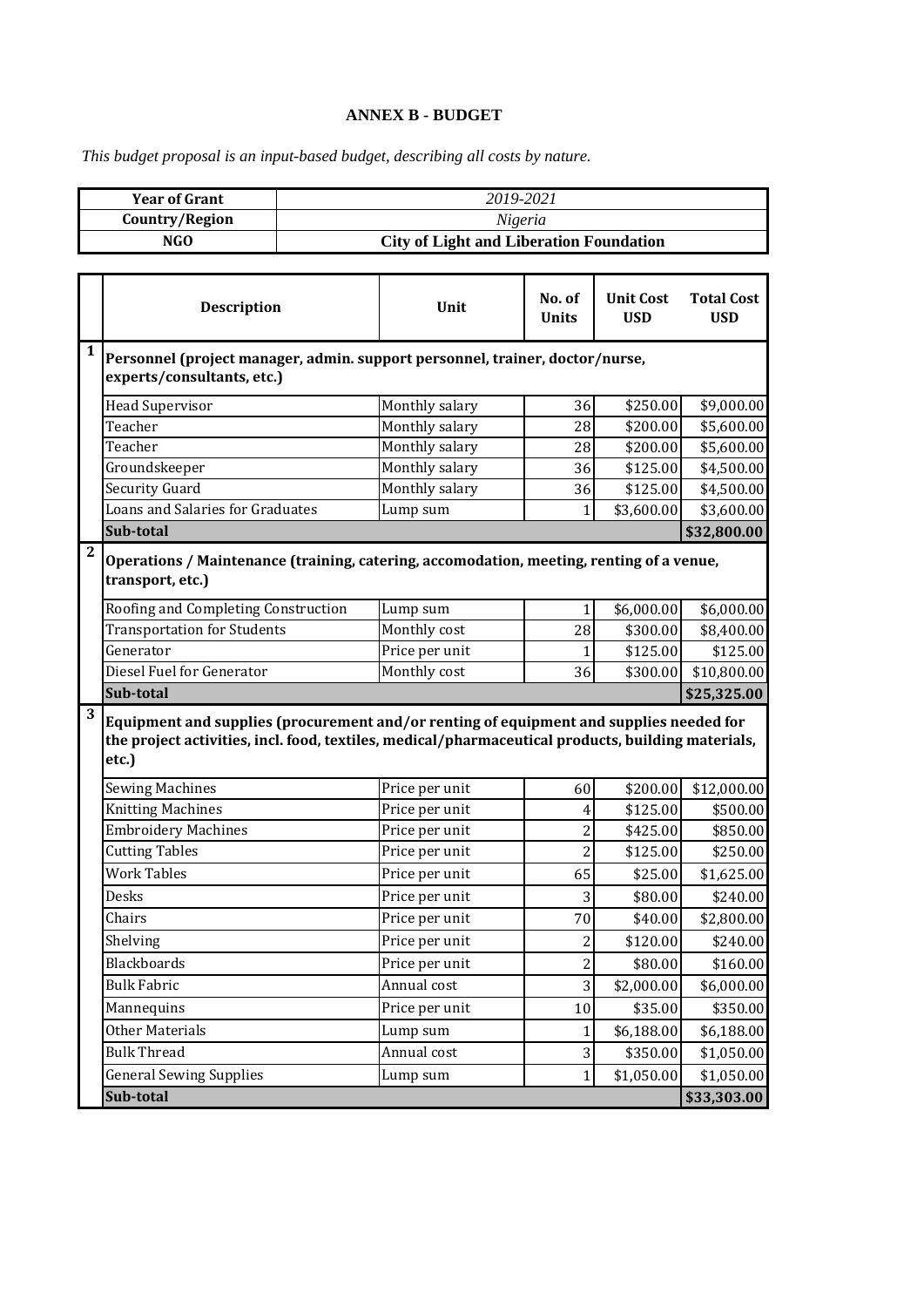# ANNEX B - BUDGET

*This budget proposal is an input-based budget, describing all costs by nature.*

| **Year of Grant** | *2019-2021* |
|---|---|
| **Country/Region** | *Nigeria* |
| **NGO** | **City of Light and Liberation Foundation** |

| | **Description** | **Unit** | **No. of Units** | **Unit Cost USD** | **Total Cost USD** |
|---|---|---|---|---|---|
| **1** | **Personnel (project manager, admin. support personnel, trainer, doctor/nurse, experts/consultants, etc.)** | | | | |
| | Head Supervisor | Monthly salary | 36 | $250.00 | $9,000.00 |
| | Teacher | Monthly salary | 28 | $200.00 | $5,600.00 |
| | Teacher | Monthly salary | 28 | $200.00 | $5,600.00 |
| | Groundskeeper | Monthly salary | 36 | $125.00 | $4,500.00 |
| | Security Guard | Monthly salary | 36 | $125.00 | $4,500.00 |
| | Loans and Salaries for Graduates | Lump sum | 1 | $3,600.00 | $3,600.00 |
| | **Sub-total** | | | | **$32,800.00** |
| **2** | **Operations / Maintenance (training, catering, accomodation, meeting, renting of a venue, transport, etc.)** | | | | |
| | Roofing and Completing Construction | Lump sum | 1 | $6,000.00 | $6,000.00 |
| | Transportation for Students | Monthly cost | 28 | $300.00 | $8,400.00 |
| | Generator | Price per unit | 1 | $125.00 | $125.00 |
| | Diesel Fuel for Generator | Monthly cost | 36 | $300.00 | $10,800.00 |
| | **Sub-total** | | | | **$25,325.00** |
| **3** | **Equipment and supplies (procurement and/or renting of equipment and supplies needed for the project activities, incl. food, textiles, medical/pharmaceutical products, building materials, etc.)** | | | | |
| | Sewing Machines | Price per unit | 60 | $200.00 | $12,000.00 |
| | Knitting Machines | Price per unit | 4 | $125.00 | $500.00 |
| | Embroidery Machines | Price per unit | 2 | $425.00 | $850.00 |
| | Cutting Tables | Price per unit | 2 | $125.00 | $250.00 |
| | Work Tables | Price per unit | 65 | $25.00 | $1,625.00 |
| | Desks | Price per unit | 3 | $80.00 | $240.00 |
| | Chairs | Price per unit | 70 | $40.00 | $2,800.00 |
| | Shelving | Price per unit | 2 | $120.00 | $240.00 |
| | Blackboards | Price per unit | 2 | $80.00 | $160.00 |
| | Bulk Fabric | Annual cost | 3 | $2,000.00 | $6,000.00 |
| | Mannequins | Price per unit | 10 | $35.00 | $350.00 |
| | Other Materials | Lump sum | 1 | $6,188.00 | $6,188.00 |
| | Bulk Thread | Annual cost | 3 | $350.00 | $1,050.00 |
| | General Sewing Supplies | Lump sum | 1 | $1,050.00 | $1,050.00 |
| | **Sub-total** | | | | **$33,303.00** |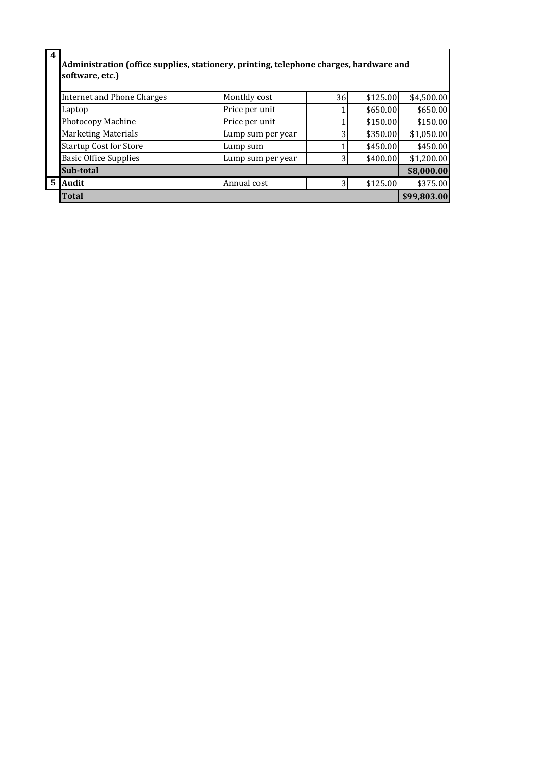| | | | | | |
|---|---|---|---|---|---|
| 4 | **Administration (office supplies, stationery, printing, telephone charges, hardware and software, etc.)** | | | | |
| | Internet and Phone Charges | Monthly cost | 36 | $125.00 | $4,500.00 |
| | Laptop | Price per unit | 1 | $650.00 | $650.00 |
| | Photocopy Machine | Price per unit | 1 | $150.00 | $150.00 |
| | Marketing Materials | Lump sum per year | 3 | $350.00 | $1,050.00 |
| | Startup Cost for Store | Lump sum | 1 | $450.00 | $450.00 |
| | Basic Office Supplies | Lump sum per year | 3 | $400.00 | $1,200.00 |
| | **Sub-total** | | | | **$8,000.00** |
| 5 | **Audit** | Annual cost | 3 | $125.00 | $375.00 |
| | **Total** | | | | **$99,803.00** |